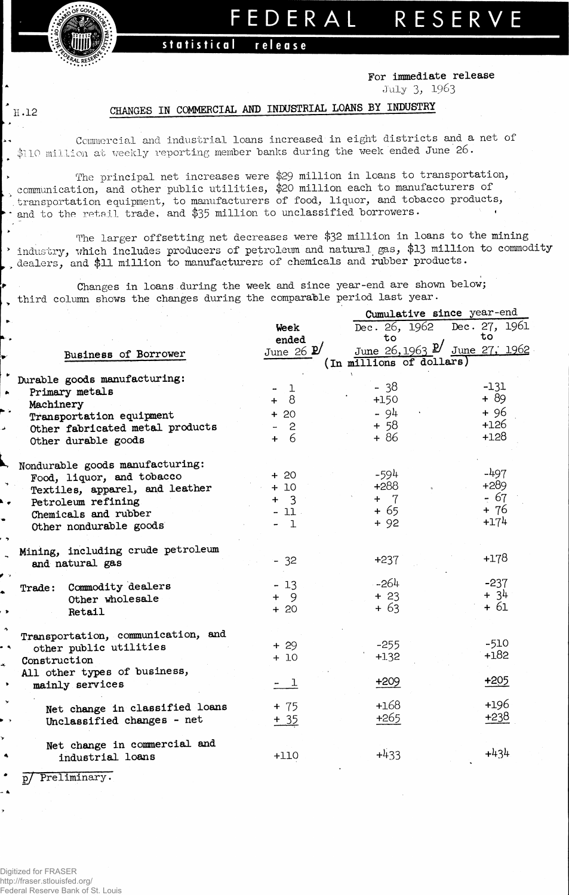# FEDERAL RESERVE

**statistical release**

For immediate release
July 3, 1963

H.12

## CHANGES IN COMMERCIAL AND INDUSTRIAL LOANS BY INDUSTRY

Commercial and industrial loans increased in eight districts and a net of $110 million at weekly reporting member banks during the week ended June 26.

The principal net increases were $29 million in loans to transportation, communication, and other public utilities, $20 million each to manufacturers of transportation equipment, to manufacturers of food, liquor, and tobacco products, and to the retail trade, and $35 million to unclassified borrowers.

The larger offsetting net decreases were $32 million in loans to the mining industry, which includes producers of petroleum and natural gas, $13 million to commodity dealers, and $11 million to manufacturers of chemicals and rubber products.

Changes in loans during the week and since year-end are shown below; third column shows the changes during the comparable period last year.

| Business of Borrower | Week ended June 26 p/ | Cumulative since year-end: Dec. 26, 1962 to June 26, 1963 p/ | Cumulative since year-end: Dec. 27, 1961 to June 27, 1962 |
|---|---|---|---|
| | (In millions of dollars) | | |
| **Durable goods manufacturing:** | | | |
| Primary metals | - 1 | - 38 | -131 |
| Machinery | + 8 | +150 | + 89 |
| Transportation equipment | + 20 | - 94 | + 96 |
| Other fabricated metal products | - 2 | + 58 | +126 |
| Other durable goods | + 6 | + 86 | +128 |
| **Nondurable goods manufacturing:** | | | |
| Food, liquor, and tobacco | + 20 | -594 | -497 |
| Textiles, apparel, and leather | + 10 | +288 | +289 |
| Petroleum refining | + 3 | + 7 | - 67 |
| Chemicals and rubber | - 11 | + 65 | + 76 |
| Other nondurable goods | - 1 | + 92 | +174 |
| Mining, including crude petroleum and natural gas | - 32 | +237 | +178 |
| Trade: Commodity dealers | - 13 | -264 | -237 |
| Other wholesale | + 9 | + 23 | + 34 |
| Retail | + 20 | + 63 | + 61 |
| Transportation, communication, and other public utilities | + 29 | -255 | -510 |
| Construction | + 10 | +132 | +182 |
| All other types of business, mainly services | - 1 | +209 | +205 |
| Net change in classified loans | + 75 | +168 | +196 |
| Unclassified changes - net | + 35 | +265 | +238 |
| Net change in commercial and industrial loans | +110 | +433 | +434 |

p/ Preliminary.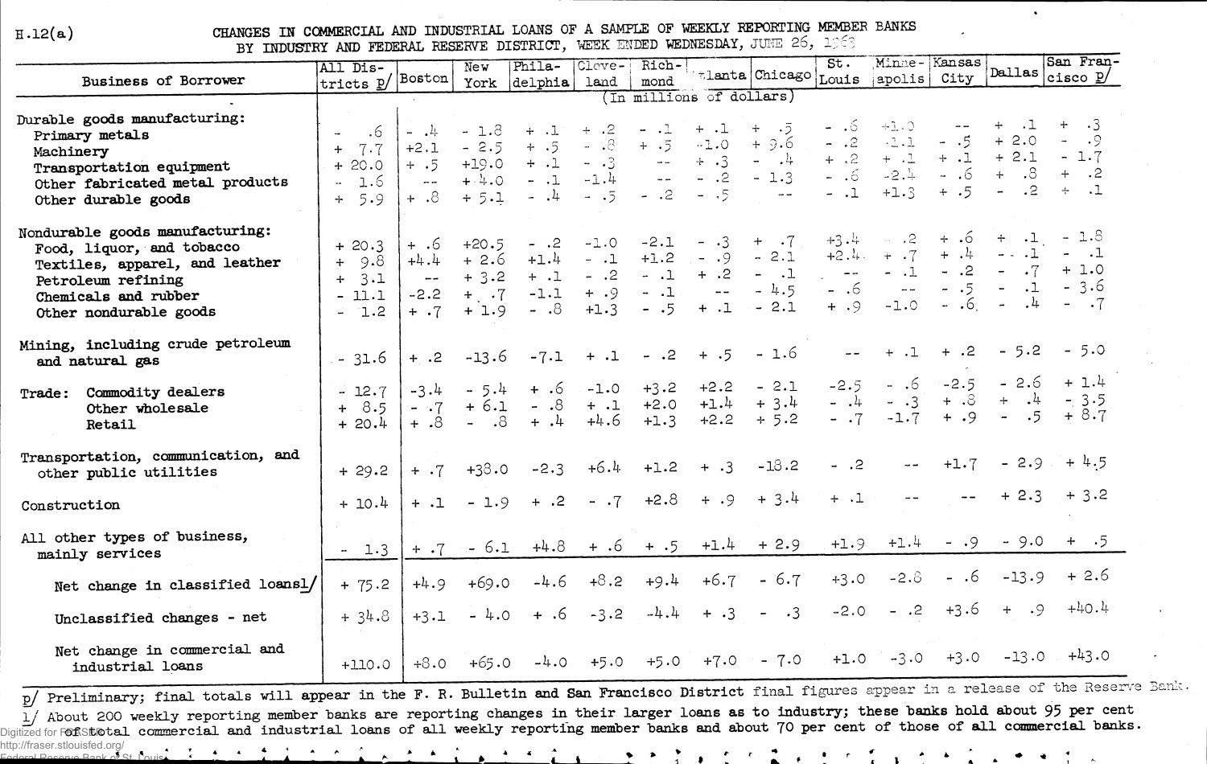H.12(a)

## CHANGES IN COMMERCIAL AND INDUSTRIAL LOANS OF A SAMPLE OF WEEKLY REPORTING MEMBER BANKS BY INDUSTRY AND FEDERAL RESERVE DISTRICT, WEEK ENDED WEDNESDAY, JUNE 26, 1963

| Business of Borrower | All Districts p/ | Boston | New York | Philadelphia | Cleveland | Richmond | Atlanta | Chicago | St. Louis | Minneapolis | Kansas City | Dallas | San Francisco p/ |
|---|---|---|---|---|---|---|---|---|---|---|---|---|---|
| | (In millions of dollars) | | | | | | | | | | | | |
| **Durable goods manufacturing:** | | | | | | | | | | | | | |
| Primary metals | - .6 | - .4 | - 1.8 | + .1 | + .2 | - .1 | + .1 | + .5 | - .6 | +1.0 | -- | + .1 | + .3 |
| Machinery | + 7.7 | +2.1 | - 2.5 | + .5 | - .8 | + .5 | -1.0 | + 9.6 | - .2 | -1.1 | - .5 | + 2.0 | - .9 |
| Transportation equipment | + 20.0 | + .5 | +19.0 | + .1 | - .3 | -- | + .3 | - .4 | + .2 | + .1 | + .1 | + 2.1 | - 1.7 |
| Other fabricated metal products | - 1.6 | -- | + 4.0 | - .1 | -1.4 | -- | - .2 | - 1.3 | - .6 | -2.4 | - .6 | + .8 | + .2 |
| Other durable goods | + 5.9 | + .8 | + 5.1 | - .4 | - .5 | - .2 | - .5 | -- | - .1 | +1.3 | + .5 | - .2 | + .1 |
| **Nondurable goods manufacturing:** | | | | | | | | | | | | | |
| Food, liquor, and tobacco | + 20.3 | + .6 | +20.5 | - .2 | -1.0 | -2.1 | - .3 | + .7 | +3.4 | .2 | + .6 | + .1 | - 1.8 |
| Textiles, apparel, and leather | + 9.8 | +4.4 | + 2.6 | +1.4 | - .1 | +1.2 | - .9 | - 2.1 | +2.4 | + .7 | + .4 | - .1 | - .1 |
| Petroleum refining | + 3.1 | -- | + 3.2 | + .1 | - .2 | - .1 | + .2 | - .1 | -- | - .1 | - .2 | - .7 | + 1.0 |
| Chemicals and rubber | - 11.1 | -2.2 | + .7 | -1.1 | + .9 | - .1 | -- | - 4.5 | - .6 | -- | - .5 | - .1 | - 3.6 |
| Other nondurable goods | - 1.2 | + .7 | + 1.9 | - .8 | +1.3 | - .5 | + .1 | - 2.1 | + .9 | -1.0 | - .6 | - .4 | - .7 |
| Mining, including crude petroleum and natural gas | - 31.6 | + .2 | -13.6 | -7.1 | + .1 | - .2 | + .5 | - 1.6 | -- | + .1 | + .2 | - 5.2 | - 5.0 |
| Trade: Commodity dealers | - 12.7 | -3.4 | - 5.4 | + .6 | -1.0 | +3.2 | +2.2 | - 2.1 | -2.5 | - .6 | -2.5 | - 2.6 | + 1.4 |
| Other wholesale | + 8.5 | - .7 | + 6.1 | - .8 | + .1 | +2.0 | +1.4 | + 3.4 | - .4 | - .3 | + .8 | + .4 | - 3.5 |
| Retail | + 20.4 | + .8 | - .8 | + .4 | +4.6 | +1.3 | +2.2 | + 5.2 | - .7 | -1.7 | + .9 | - .5 | + 8.7 |
| Transportation, communication, and other public utilities | + 29.2 | + .7 | +38.0 | -2.3 | +6.4 | +1.2 | + .3 | -18.2 | - .2 | -- | +1.7 | - 2.9 | + 4.5 |
| Construction | + 10.4 | + .1 | - 1.9 | + .2 | - .7 | +2.8 | + .9 | + 3.4 | + .1 | -- | -- | + 2.3 | + 3.2 |
| All other types of business, mainly services | - 1.3 | + .7 | - 6.1 | +4.8 | + .6 | + .5 | +1.4 | + 2.9 | +1.9 | +1.4 | - .9 | - 9.0 | + .5 |
| Net change in classified loans 1/ | + 75.2 | +4.9 | +69.0 | -4.6 | +8.2 | +9.4 | +6.7 | - 6.7 | +3.0 | -2.8 | - .6 | -13.9 | + 2.6 |
| Unclassified changes - net | + 34.8 | +3.1 | - 4.0 | + .6 | -3.2 | -4.4 | + .3 | - .3 | -2.0 | - .2 | +3.6 | + .9 | +40.4 |
| Net change in commercial and industrial loans | +110.0 | +8.0 | +65.0 | -4.0 | +5.0 | +5.0 | +7.0 | - 7.0 | +1.0 | -3.0 | +3.0 | -13.0 | +43.0 |

p/ Preliminary; final totals will appear in the F. R. Bulletin and San Francisco District final figures appear in a release of the Reserve Bank.

1/ About 200 weekly reporting member banks are reporting changes in their larger loans as to industry; these banks hold about 95 per cent of total commercial and industrial loans of all weekly reporting member banks and about 70 per cent of those of all commercial banks.